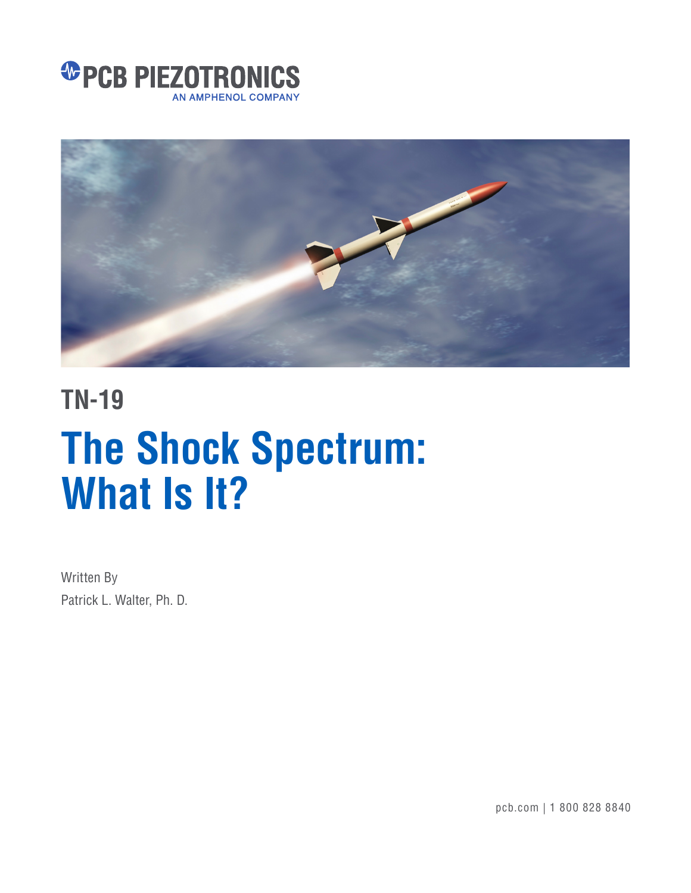PCB PIEZOTRONICS
AN AMPHENOL COMPANY

## TN-19

# The Shock Spectrum: What Is It?

Written By
Patrick L. Walter, Ph. D.

pcb.com | 1 800 828 8840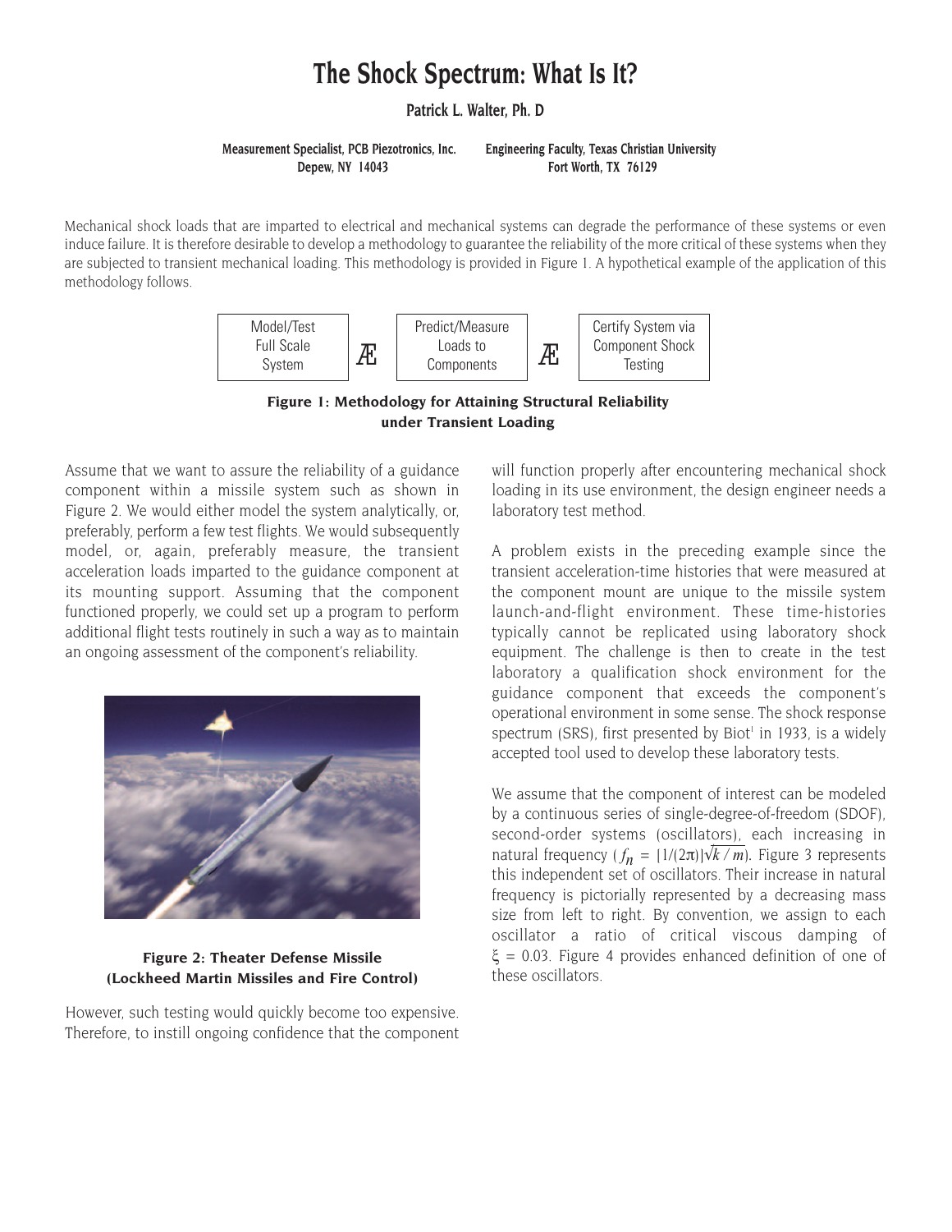# The Shock Spectrum: What Is It?

**Patrick L. Walter, Ph. D**

**Measurement Specialist, PCB Piezotronics, Inc.**
**Depew, NY 14043**

**Engineering Faculty, Texas Christian University**
**Fort Worth, TX 76129**

Mechanical shock loads that are imparted to electrical and mechanical systems can degrade the performance of these systems or even induce failure. It is therefore desirable to develop a methodology to guarantee the reliability of the more critical of these systems when they are subjected to transient mechanical loading. This methodology is provided in Figure 1. A hypothetical example of the application of this methodology follows.

Model/Test Full Scale System Æ Predict/Measure Loads to Components Æ Certify System via Component Shock Testing

**Figure 1: Methodology for Attaining Structural Reliability under Transient Loading**

Assume that we want to assure the reliability of a guidance component within a missile system such as shown in Figure 2. We would either model the system analytically, or, preferably, perform a few test flights. We would subsequently model, or, again, preferably measure, the transient acceleration loads imparted to the guidance component at its mounting support. Assuming that the component functioned properly, we could set up a program to perform additional flight tests routinely in such a way as to maintain an ongoing assessment of the component's reliability.

**Figure 2: Theater Defense Missile (Lockheed Martin Missiles and Fire Control)**

However, such testing would quickly become too expensive. Therefore, to instill ongoing confidence that the component will function properly after encountering mechanical shock loading in its use environment, the design engineer needs a laboratory test method.

A problem exists in the preceding example since the transient acceleration-time histories that were measured at the component mount are unique to the missile system launch-and-flight environment. These time-histories typically cannot be replicated using laboratory shock equipment. The challenge is then to create in the test laboratory a qualification shock environment for the guidance component that exceeds the component's operational environment in some sense. The shock response spectrum (SRS), first presented by Biot[1] in 1933, is a widely accepted tool used to develop these laboratory tests.

We assume that the component of interest can be modeled by a continuous series of single-degree-of-freedom (SDOF), second-order systems (oscillators), each increasing in natural frequency ($f_n = [1/(2\pi)]\sqrt{k/m}$). Figure 3 represents this independent set of oscillators. Their increase in natural frequency is pictorially represented by a decreasing mass size from left to right. By convention, we assign to each oscillator a ratio of critical viscous damping of $\xi = 0.03$. Figure 4 provides enhanced definition of one of these oscillators.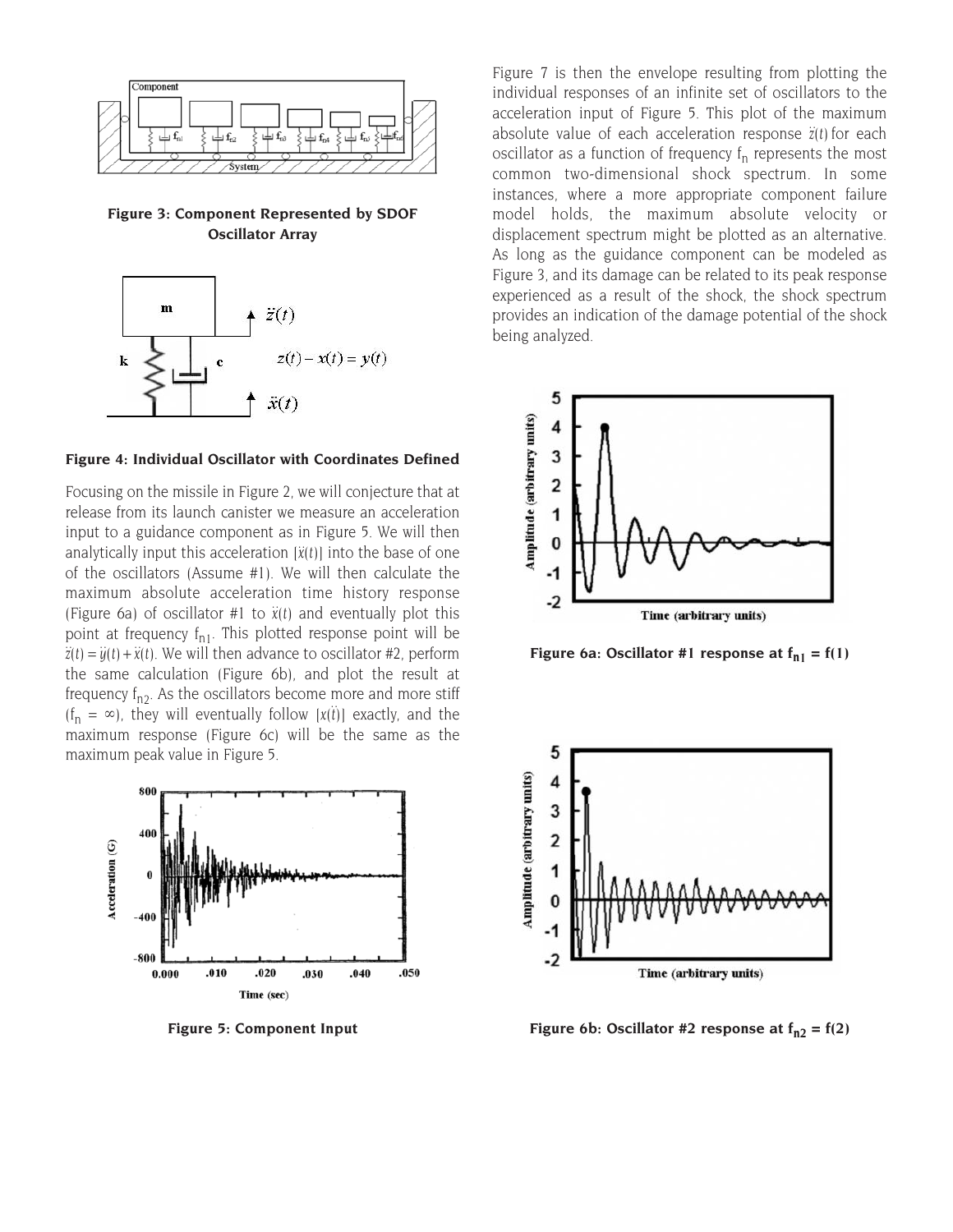**Figure 3: Component Represented by SDOF Oscillator Array**

**Figure 4: Individual Oscillator with Coordinates Defined**

Focusing on the missile in Figure 2, we will conjecture that at release from its launch canister we measure an acceleration input to a guidance component as in Figure 5. We will then analytically input this acceleration $[\ddot{x}(t)]$ into the base of one of the oscillators (Assume #1). We will then calculate the maximum absolute acceleration time history response (Figure 6a) of oscillator #1 to $\ddot{x}(t)$ and eventually plot this point at frequency $f_{n1}$. This plotted response point will be $\ddot{z}(t) = \ddot{y}(t) + \ddot{x}(t)$. We will then advance to oscillator #2, perform the same calculation (Figure 6b), and plot the result at frequency $f_{n2}$. As the oscillators become more and more stiff ($f_n = \infty$), they will eventually follow $[x(\ddot{t})]$ exactly, and the maximum response (Figure 6c) will be the same as the maximum peak value in Figure 5.

**Figure 5: Component Input**

Figure 7 is then the envelope resulting from plotting the individual responses of an infinite set of oscillators to the acceleration input of Figure 5. This plot of the maximum absolute value of each acceleration response $\ddot{z}(t)$ for each oscillator as a function of frequency $f_n$ represents the most common two-dimensional shock spectrum. In some instances, where a more appropriate component failure model holds, the maximum absolute velocity or displacement spectrum might be plotted as an alternative. As long as the guidance component can be modeled as Figure 3, and its damage can be related to its peak response experienced as a result of the shock, the shock spectrum provides an indication of the damage potential of the shock being analyzed.

**Figure 6a: Oscillator #1 response at $f_{n1} = f(1)$**

**Figure 6b: Oscillator #2 response at $f_{n2} = f(2)$**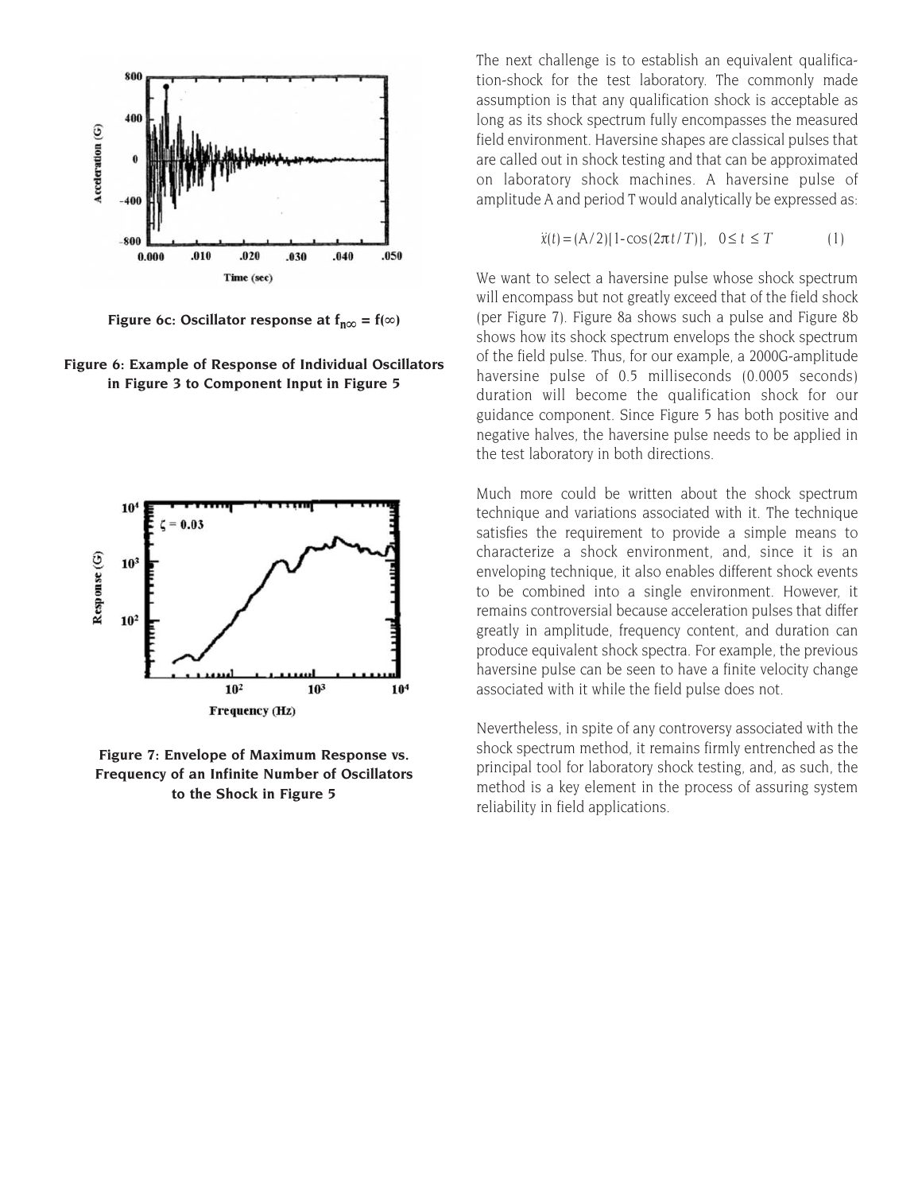Figure 6c: Oscillator response at $f_{n\infty} = f(\infty)$

**Figure 6: Example of Response of Individual Oscillators in Figure 3 to Component Input in Figure 5**

**Figure 7: Envelope of Maximum Response vs. Frequency of an Infinite Number of Oscillators to the Shock in Figure 5**

The next challenge is to establish an equivalent qualification-shock for the test laboratory. The commonly made assumption is that any qualification shock is acceptable as long as its shock spectrum fully encompasses the measured field environment. Haversine shapes are classical pulses that are called out in shock testing and that can be approximated on laboratory shock machines. A haversine pulse of amplitude A and period T would analytically be expressed as:

$$\ddot{x}(t) = (A/2)[1 - \cos(2\pi t/T)], \quad 0 \leq t \leq T \qquad (1)$$

We want to select a haversine pulse whose shock spectrum will encompass but not greatly exceed that of the field shock (per Figure 7). Figure 8a shows such a pulse and Figure 8b shows how its shock spectrum envelops the shock spectrum of the field pulse. Thus, for our example, a 2000G-amplitude haversine pulse of 0.5 milliseconds (0.0005 seconds) duration will become the qualification shock for our guidance component. Since Figure 5 has both positive and negative halves, the haversine pulse needs to be applied in the test laboratory in both directions.

Much more could be written about the shock spectrum technique and variations associated with it. The technique satisfies the requirement to provide a simple means to characterize a shock environment, and, since it is an enveloping technique, it also enables different shock events to be combined into a single environment. However, it remains controversial because acceleration pulses that differ greatly in amplitude, frequency content, and duration can produce equivalent shock spectra. For example, the previous haversine pulse can be seen to have a finite velocity change associated with it while the field pulse does not.

Nevertheless, in spite of any controversy associated with the shock spectrum method, it remains firmly entrenched as the principal tool for laboratory shock testing, and, as such, the method is a key element in the process of assuring system reliability in field applications.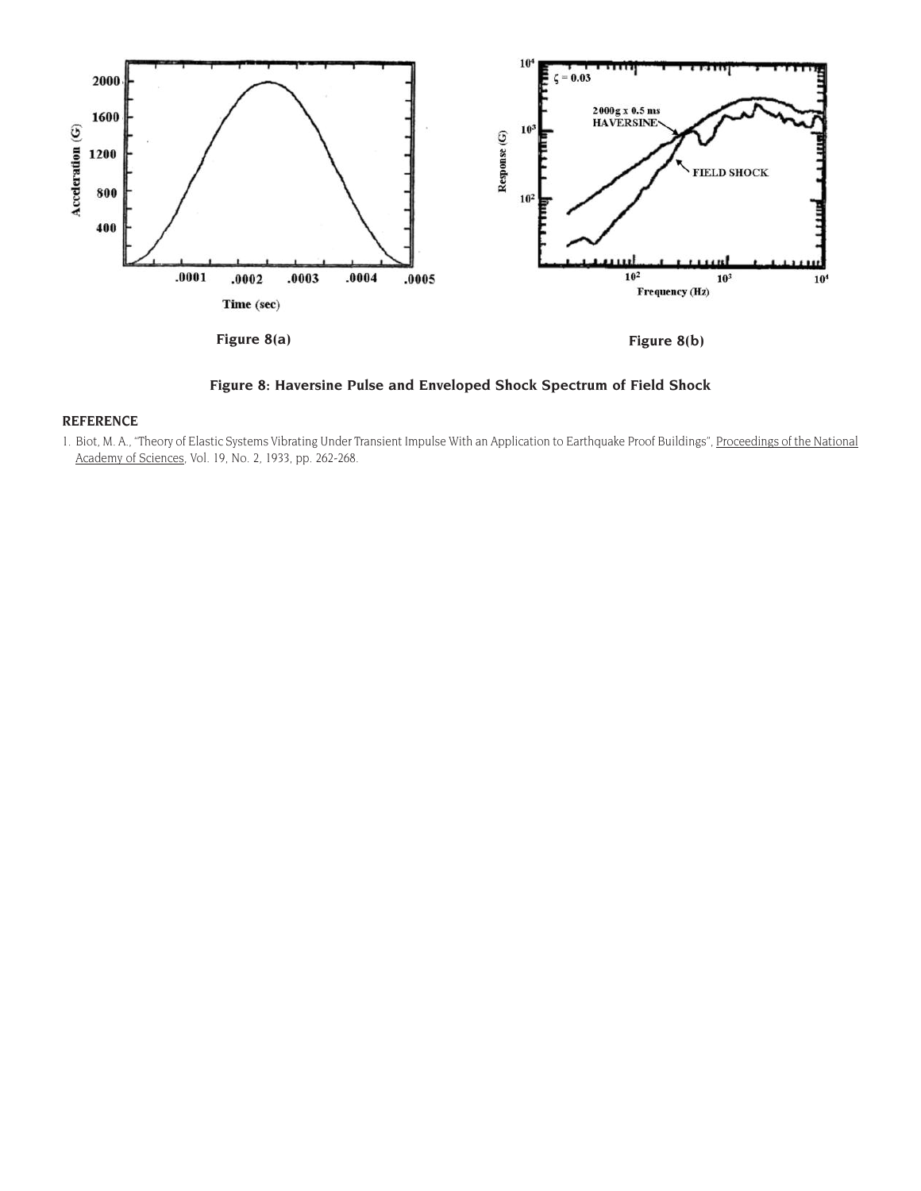Figure 8(a)

Figure 8(b)

**Figure 8: Haversine Pulse and Enveloped Shock Spectrum of Field Shock**

## REFERENCE

1. Biot, M. A., "Theory of Elastic Systems Vibrating Under Transient Impulse With an Application to Earthquake Proof Buildings", Proceedings of the National Academy of Sciences, Vol. 19, No. 2, 1933, pp. 262-268.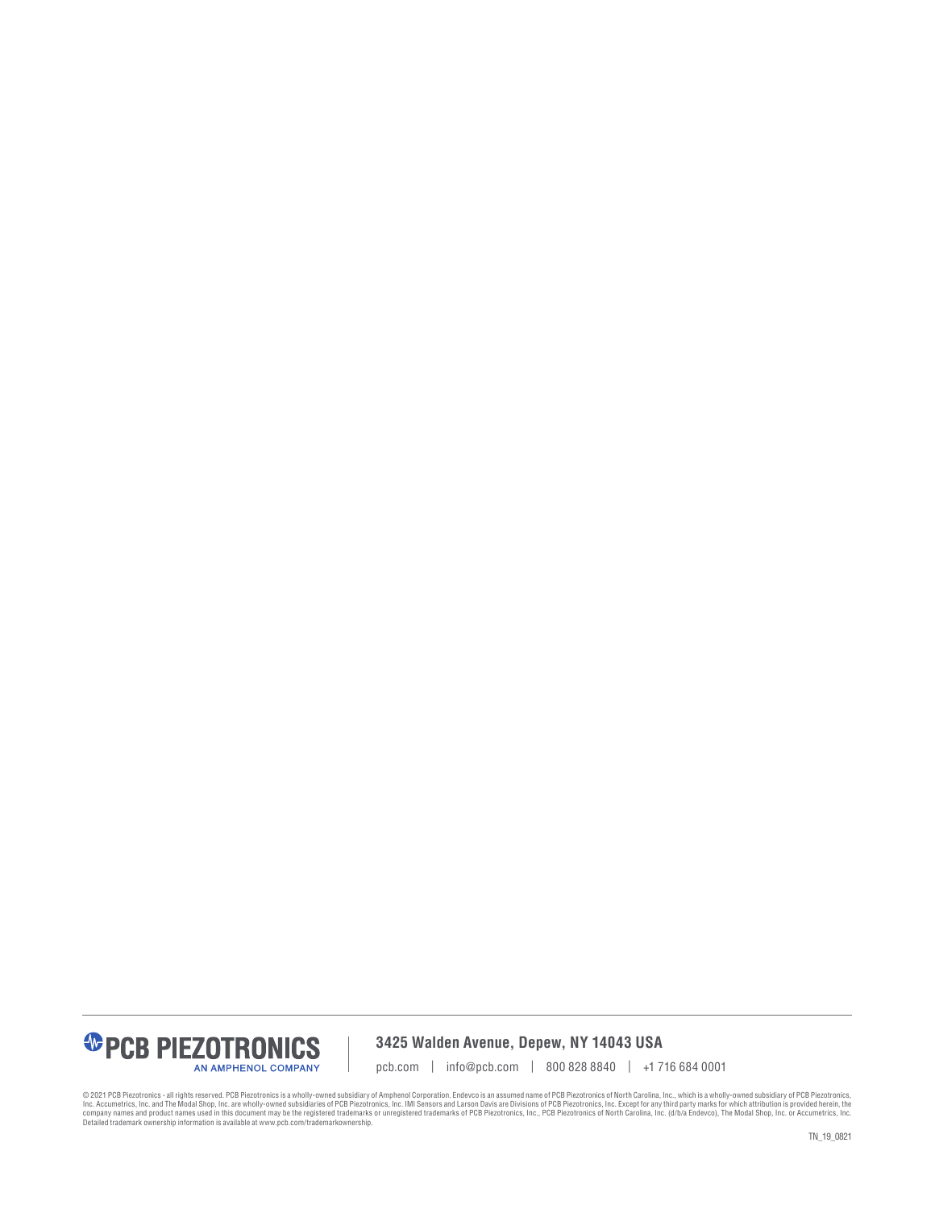**PCB PIEZOTRONICS**
AN AMPHENOL COMPANY

**3425 Walden Avenue, Depew, NY 14043 USA**

pcb.com | info@pcb.com | 800 828 8840 | +1 716 684 0001

© 2021 PCB Piezotronics - all rights reserved. PCB Piezotronics is a wholly-owned subsidiary of Amphenol Corporation. Endevco is an assumed name of PCB Piezotronics of North Carolina, Inc., which is a wholly-owned subsidiary of PCB Piezotronics, Inc. Accumetrics, Inc. and The Modal Shop, Inc. are wholly-owned subsidiaries of PCB Piezotronics, Inc. IMI Sensors and Larson Davis are Divisions of PCB Piezotronics, Inc. Except for any third party marks for which attribution is provided herein, the company names and product names used in this document may be the registered trademarks or unregistered trademarks of PCB Piezotronics, Inc., PCB Piezotronics of North Carolina, Inc. (d/b/a Endevco), The Modal Shop, Inc. or Accumetrics, Inc. Detailed trademark ownership information is available at www.pcb.com/trademarkownership.

TN_19_0821